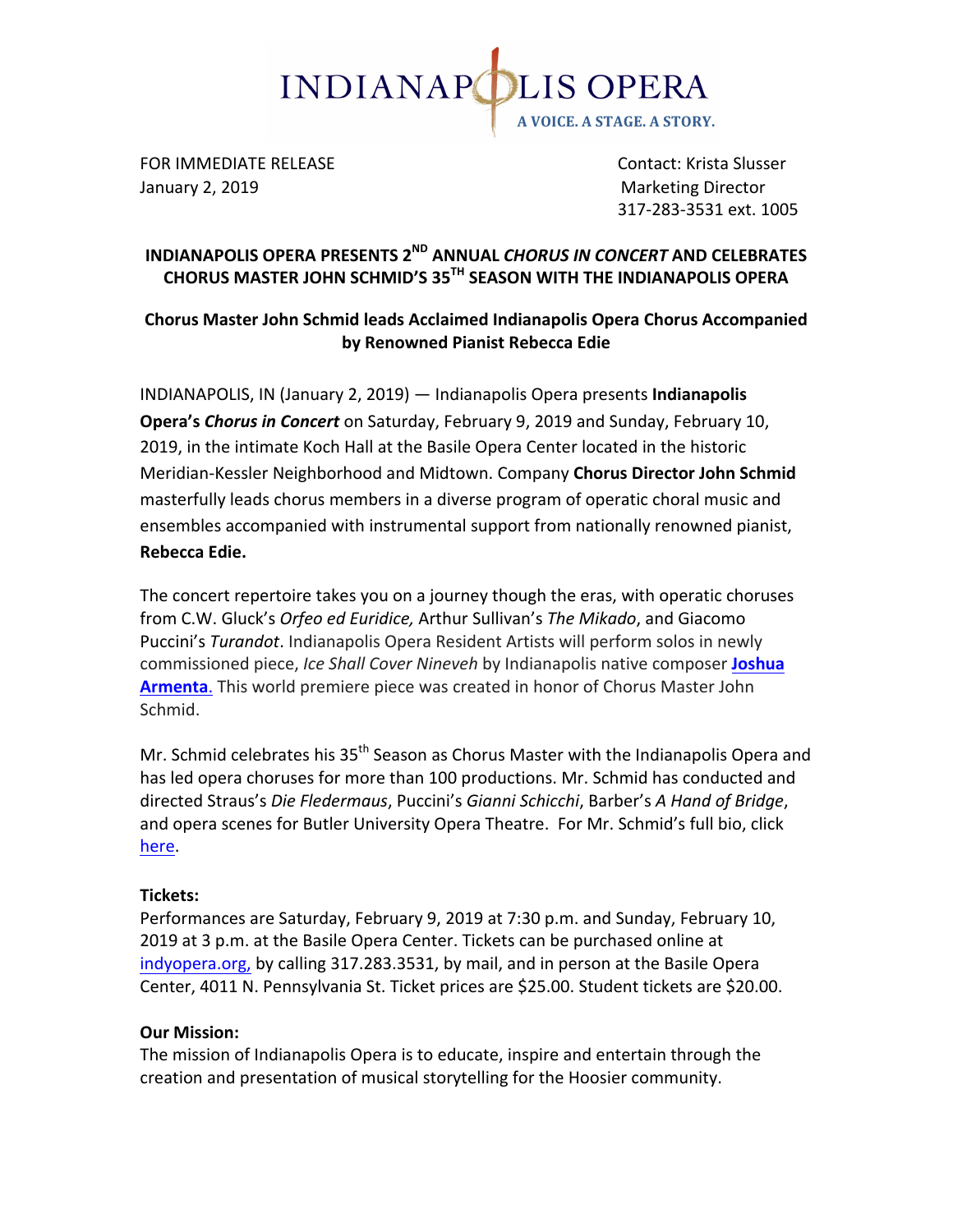INDIANAPOLIS OPERA

A VOICE. A STAGE. A STORY.

FOR IMMEDIATE RELEASE
January 2, 2019

Contact: Krista Slusser
Marketing Director
317-283-3531 ext. 1005

# INDIANAPOLIS OPERA PRESENTS 2ND ANNUAL *CHORUS IN CONCERT* AND CELEBRATES CHORUS MASTER JOHN SCHMID'S 35TH SEASON WITH THE INDIANAPOLIS OPERA

## Chorus Master John Schmid leads Acclaimed Indianapolis Opera Chorus Accompanied by Renowned Pianist Rebecca Edie

INDIANAPOLIS, IN (January 2, 2019) — Indianapolis Opera presents **Indianapolis Opera's *Chorus in Concert*** on Saturday, February 9, 2019 and Sunday, February 10, 2019, in the intimate Koch Hall at the Basile Opera Center located in the historic Meridian-Kessler Neighborhood and Midtown. Company **Chorus Director John Schmid** masterfully leads chorus members in a diverse program of operatic choral music and ensembles accompanied with instrumental support from nationally renowned pianist, **Rebecca Edie.**

The concert repertoire takes you on a journey though the eras, with operatic choruses from C.W. Gluck's *Orfeo ed Euridice,* Arthur Sullivan's *The Mikado*, and Giacomo Puccini's *Turandot*. Indianapolis Opera Resident Artists will perform solos in newly commissioned piece, *Ice Shall Cover Nineveh* by Indianapolis native composer **Joshua Armenta**. This world premiere piece was created in honor of Chorus Master John Schmid.

Mr. Schmid celebrates his 35th Season as Chorus Master with the Indianapolis Opera and has led opera choruses for more than 100 productions. Mr. Schmid has conducted and directed Straus's *Die Fledermaus*, Puccini's *Gianni Schicchi*, Barber's *A Hand of Bridge*, and opera scenes for Butler University Opera Theatre. For Mr. Schmid's full bio, click here.

**Tickets:**

Performances are Saturday, February 9, 2019 at 7:30 p.m. and Sunday, February 10, 2019 at 3 p.m. at the Basile Opera Center. Tickets can be purchased online at indyopera.org, by calling 317.283.3531, by mail, and in person at the Basile Opera Center, 4011 N. Pennsylvania St. Ticket prices are $25.00. Student tickets are $20.00.

**Our Mission:**

The mission of Indianapolis Opera is to educate, inspire and entertain through the creation and presentation of musical storytelling for the Hoosier community.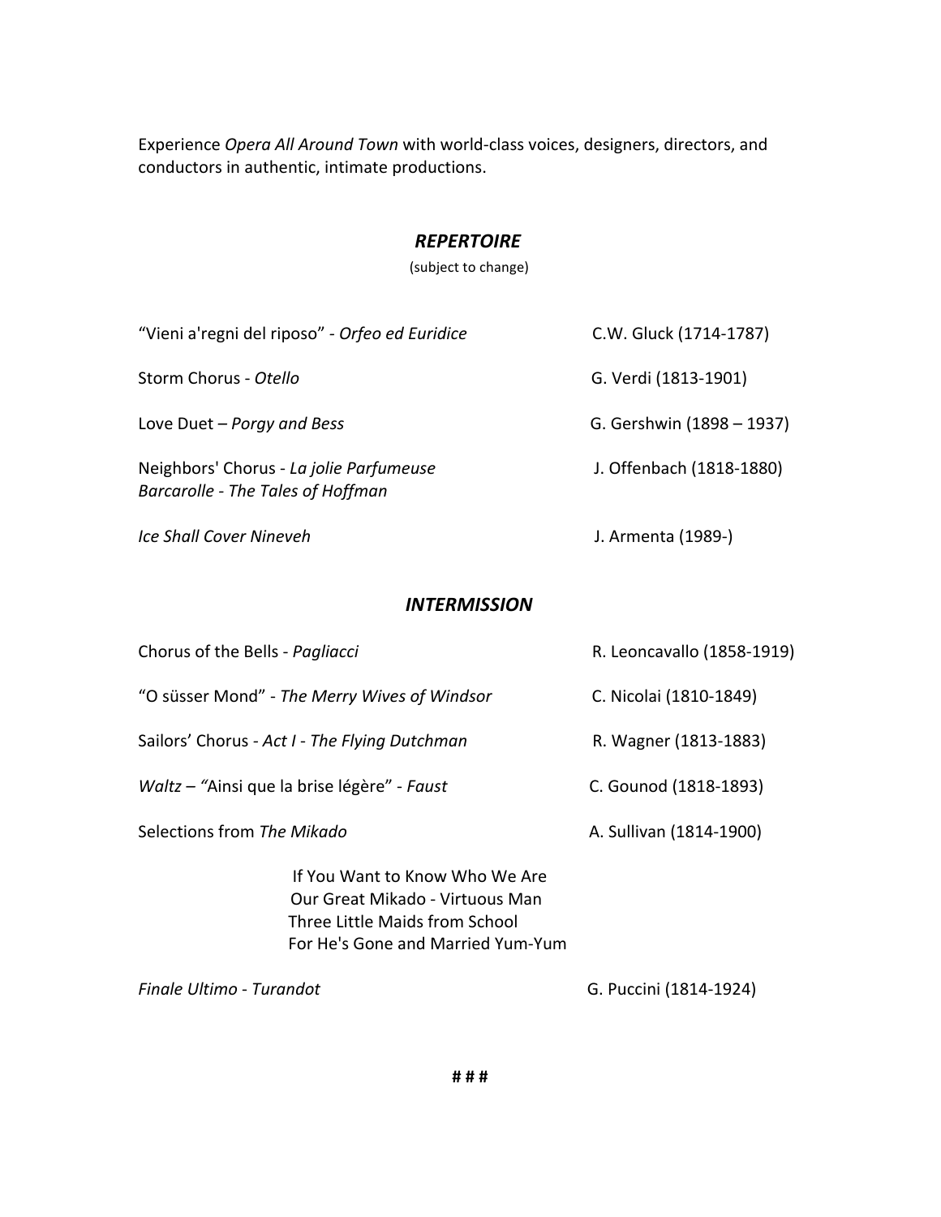Experience *Opera All Around Town* with world-class voices, designers, directors, and conductors in authentic, intimate productions.

## ***REPERTOIRE***

(subject to change)

| | |
|---|---|
| "Vieni a'regni del riposo" - *Orfeo ed Euridice* | C.W. Gluck (1714-1787) |
| Storm Chorus - *Otello* | G. Verdi (1813-1901) |
| Love Duet – *Porgy and Bess* | G. Gershwin (1898 – 1937) |
| Neighbors' Chorus - *La jolie Parfumeuse*<br>*Barcarolle - The Tales of Hoffman* | J. Offenbach (1818-1880) |
| *Ice Shall Cover Nineveh* | J. Armenta (1989-) |

## ***INTERMISSION***

| | |
|---|---|
| Chorus of the Bells - *Pagliacci* | R. Leoncavallo (1858-1919) |
| "O süsser Mond" - *The Merry Wives of Windsor* | C. Nicolai (1810-1849) |
| Sailors' Chorus - *Act I - The Flying Dutchman* | R. Wagner (1813-1883) |
| *Waltz* – "Ainsi que la brise légère" - *Faust* | C. Gounod (1818-1893) |
| Selections from *The Mikado* | A. Sullivan (1814-1900) |

If You Want to Know Who We Are
Our Great Mikado - Virtuous Man
Three Little Maids from School
For He's Gone and Married Yum-Yum

| | |
|---|---|
| *Finale Ultimo - Turandot* | G. Puccini (1814-1924) |

**# # #**